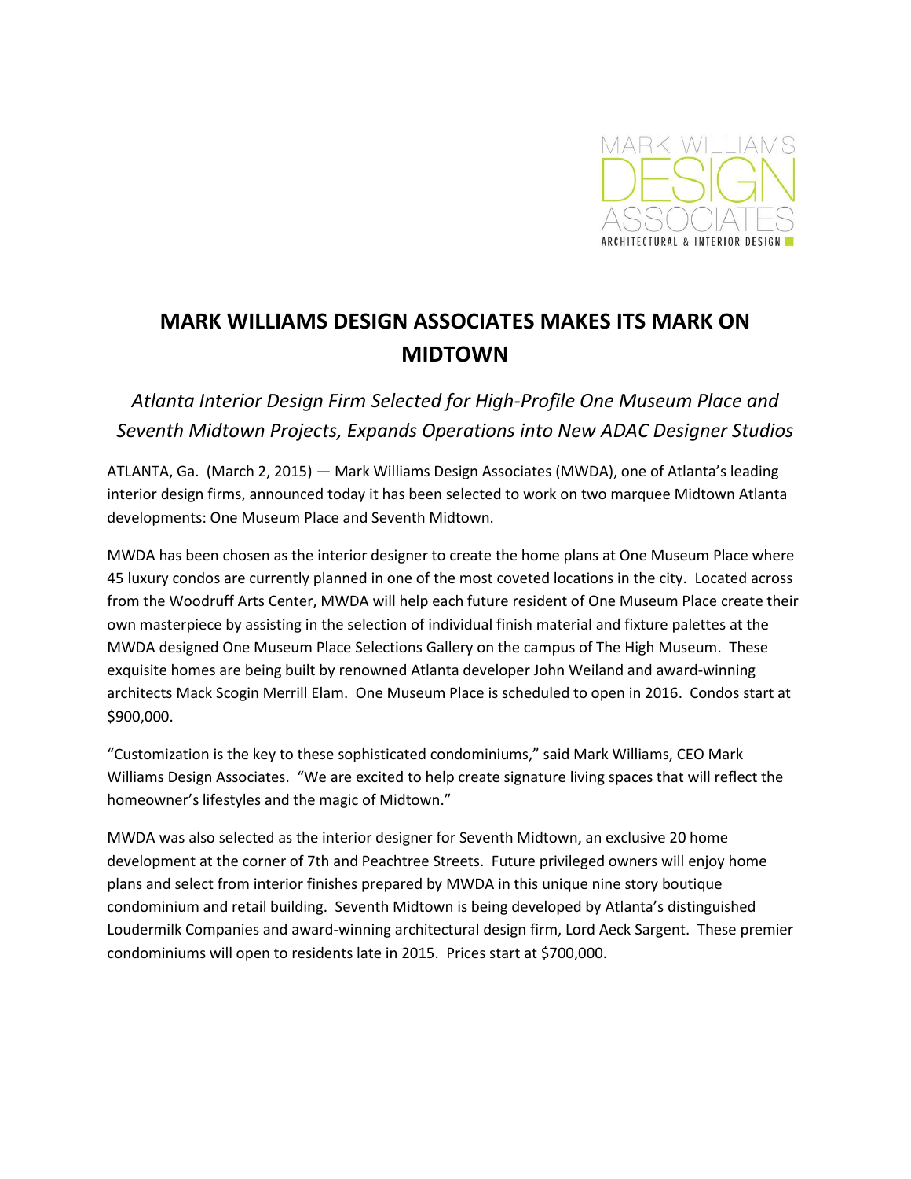MARK WILLIAMS DESIGN ASSOCIATES
ARCHITECTURAL & INTERIOR DESIGN

# MARK WILLIAMS DESIGN ASSOCIATES MAKES ITS MARK ON MIDTOWN

*Atlanta Interior Design Firm Selected for High-Profile One Museum Place and Seventh Midtown Projects, Expands Operations into New ADAC Designer Studios*

ATLANTA, Ga. (March 2, 2015) — Mark Williams Design Associates (MWDA), one of Atlanta's leading interior design firms, announced today it has been selected to work on two marquee Midtown Atlanta developments: One Museum Place and Seventh Midtown.

MWDA has been chosen as the interior designer to create the home plans at One Museum Place where 45 luxury condos are currently planned in one of the most coveted locations in the city. Located across from the Woodruff Arts Center, MWDA will help each future resident of One Museum Place create their own masterpiece by assisting in the selection of individual finish material and fixture palettes at the MWDA designed One Museum Place Selections Gallery on the campus of The High Museum. These exquisite homes are being built by renowned Atlanta developer John Weiland and award-winning architects Mack Scogin Merrill Elam. One Museum Place is scheduled to open in 2016. Condos start at $900,000.

"Customization is the key to these sophisticated condominiums," said Mark Williams, CEO Mark Williams Design Associates. "We are excited to help create signature living spaces that will reflect the homeowner's lifestyles and the magic of Midtown."

MWDA was also selected as the interior designer for Seventh Midtown, an exclusive 20 home development at the corner of 7th and Peachtree Streets. Future privileged owners will enjoy home plans and select from interior finishes prepared by MWDA in this unique nine story boutique condominium and retail building. Seventh Midtown is being developed by Atlanta's distinguished Loudermilk Companies and award-winning architectural design firm, Lord Aeck Sargent. These premier condominiums will open to residents late in 2015. Prices start at $700,000.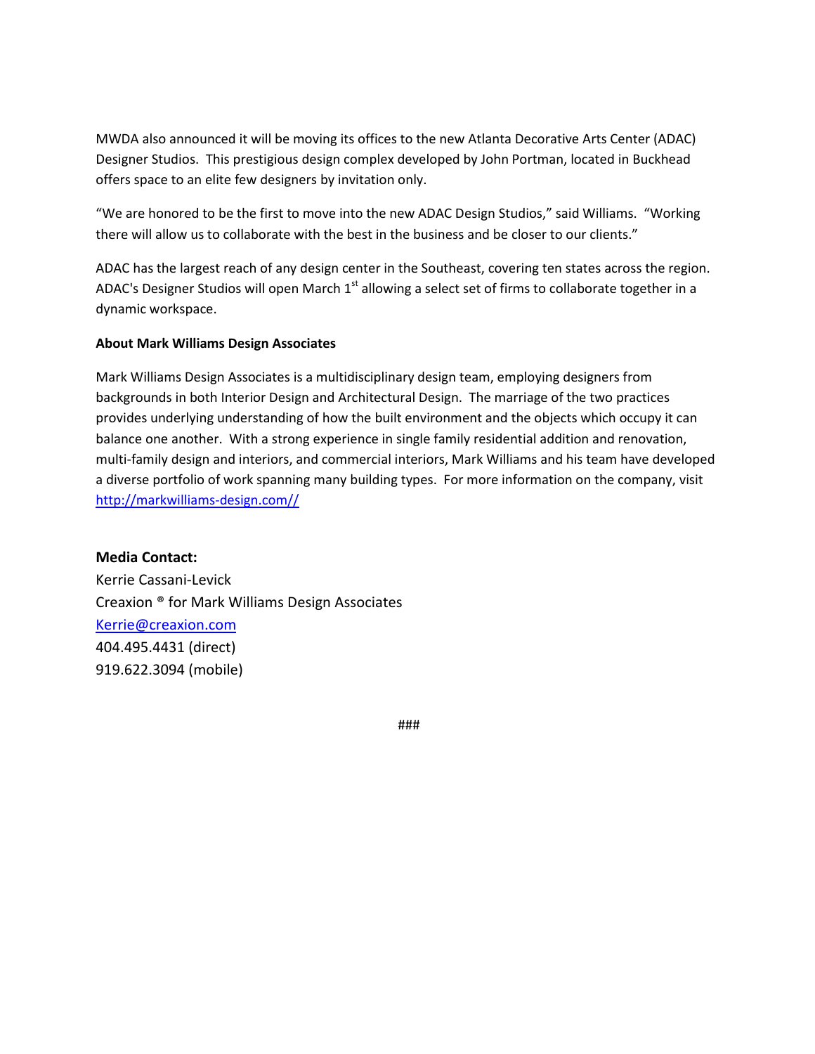MWDA also announced it will be moving its offices to the new Atlanta Decorative Arts Center (ADAC) Designer Studios. This prestigious design complex developed by John Portman, located in Buckhead offers space to an elite few designers by invitation only.

"We are honored to be the first to move into the new ADAC Design Studios," said Williams. "Working there will allow us to collaborate with the best in the business and be closer to our clients."

ADAC has the largest reach of any design center in the Southeast, covering ten states across the region. ADAC's Designer Studios will open March 1st allowing a select set of firms to collaborate together in a dynamic workspace.

**About Mark Williams Design Associates**

Mark Williams Design Associates is a multidisciplinary design team, employing designers from backgrounds in both Interior Design and Architectural Design. The marriage of the two practices provides underlying understanding of how the built environment and the objects which occupy it can balance one another. With a strong experience in single family residential addition and renovation, multi-family design and interiors, and commercial interiors, Mark Williams and his team have developed a diverse portfolio of work spanning many building types. For more information on the company, visit http://markwilliams-design.com//

**Media Contact:**
Kerrie Cassani-Levick
Creaxion ® for Mark Williams Design Associates
Kerrie@creaxion.com
404.495.4431 (direct)
919.622.3094 (mobile)

###